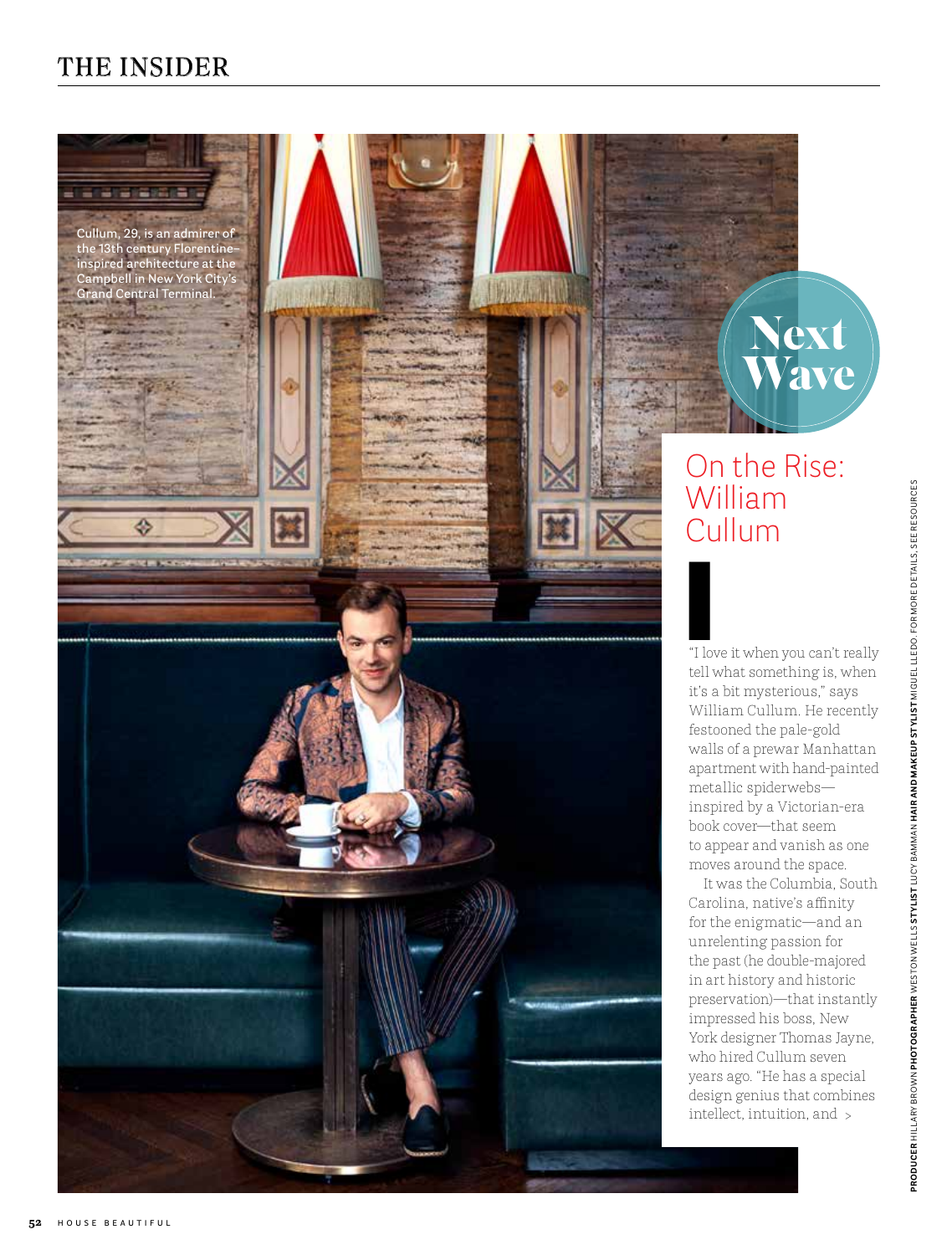Cullum, 29, is an admirer of the 13th century Florentine–inspired architecture at the Campbell in New York City's Grand Central Terminal.

Next Wave

# On the Rise: William Cullum

"I love it when you can't really tell what something is, when it's a bit mysterious," says William Cullum. He recently festooned the pale-gold walls of a prewar Manhattan apartment with hand-painted metallic spiderwebs—inspired by a Victorian-era book cover—that seem to appear and vanish as one moves around the space.

It was the Columbia, South Carolina, native's affinity for the enigmatic—and an unrelenting passion for the past (he double-majored in art history and historic preservation)—that instantly impressed his boss, New York designer Thomas Jayne, who hired Cullum seven years ago. "He has a special design genius that combines intellect, intuition, and >

**PRODUCER** HILLARY BROWN **PHOTOGRAPHER** WESTON WELLS **STYLIST** LUCY BAMMAN **HAIR AND MAKEUP STYLIST** MIGUEL LLEDO. FOR MORE DETAILS, SEE RESOURCES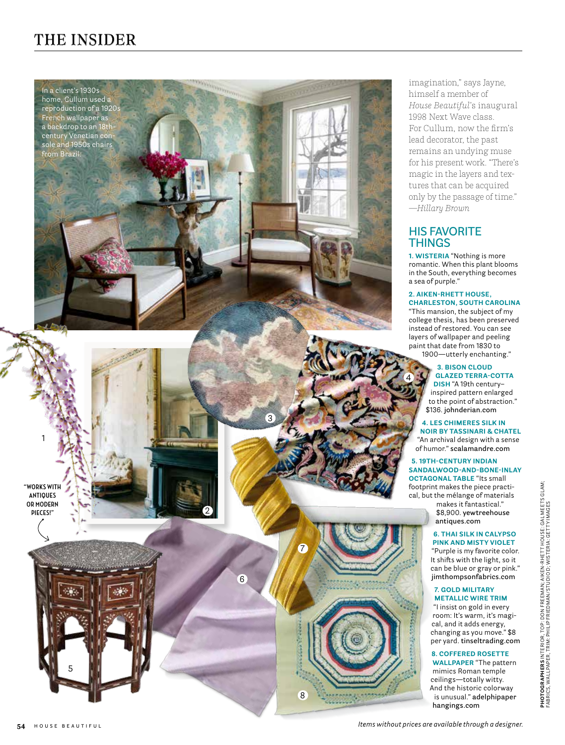In a client's 1930s home, Cullum used a reproduction of a 1920s French wallpaper as a backdrop to an 18th-century Venetian console and 1950s chairs from Brazil.

imagination," says Jayne, himself a member of *House Beautiful*'s inaugural 1998 Next Wave class. For Cullum, now the firm's lead decorator, the past remains an undying muse for his present work. "There's magic in the layers and textures that can be acquired only by the passage of time." —*Hillary Brown*

## HIS FAVORITE THINGS

**1. WISTERIA** "Nothing is more romantic. When this plant blooms in the South, everything becomes a sea of purple."

**2. AIKEN-RHETT HOUSE, CHARLESTON, SOUTH CAROLINA** "This mansion, the subject of my college thesis, has been preserved instead of restored. You can see layers of wallpaper and peeling paint that date from 1830 to 1900—utterly enchanting."

**3. BISON CLOUD GLAZED TERRA-COTTA DISH** "A 19th century–inspired pattern enlarged to the point of abstraction." $136. johnderian.com

**4. LES CHIMERES SILK IN NOIR BY TASSINARI & CHATEL** "An archival design with a sense of humor." scalamandre.com

**5. 19TH-CENTURY INDIAN SANDALWOOD-AND-BONE-INLAY OCTAGONAL TABLE** "Its small footprint makes the piece practical, but the mélange of materials makes it fantastical." $8,900. yewtreehouseantiques.com

**6. THAI SILK IN CALYPSO PINK AND MISTY VIOLET** "Purple is my favorite color. It shifts with the light, so it can be blue or gray or pink." jimthompsonfabrics.com

**7. GOLD MILITARY METALLIC WIRE TRIM** "I insist on gold in every room: It's warm, it's magical, and it adds energy, changing as you move." $8 per yard. tinseltrading.com

**8. COFFERED ROSETTE WALLPAPER** "The pattern mimics Roman temple ceilings—totally witty. And the historic colorway is unusual." adelphipaperhangings.com

"WORKS WITH ANTIQUES OR MODERN PIECES!"

*Items without prices are available through a designer.*

**PHOTOGRAPHERS** INTERIOR, TOP: DON FREEMAN; AIKEN-RHETT HOUSE: GAL MEETS GLAM; FABRICS, WALLPAPER, TRIM: PHILIP FRIEDMAN/STUDIO D; WISTERIA: GETTY IMAGES